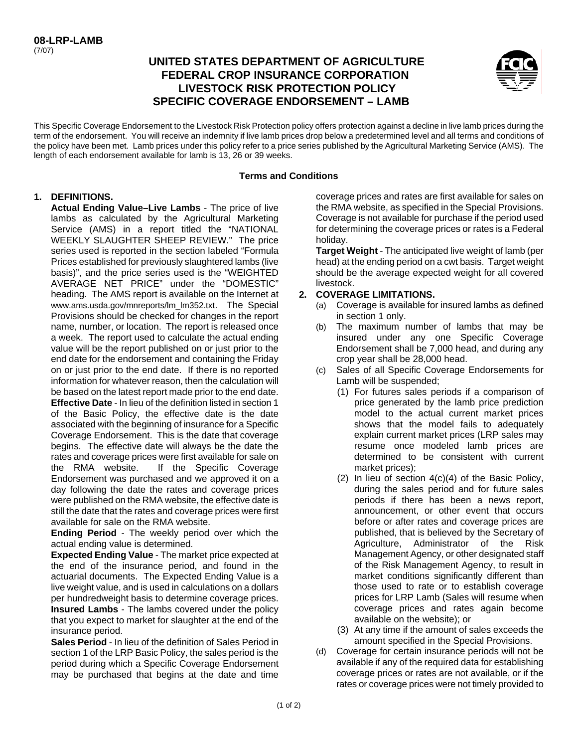**08-LRP-LAMB**
(7/07)

# UNITED STATES DEPARTMENT OF AGRICULTURE
# FEDERAL CROP INSURANCE CORPORATION
# LIVESTOCK RISK PROTECTION POLICY
# SPECIFIC COVERAGE ENDORSEMENT – LAMB

This Specific Coverage Endorsement to the Livestock Risk Protection policy offers protection against a decline in live lamb prices during the term of the endorsement. You will receive an indemnity if live lamb prices drop below a predetermined level and all terms and conditions of the policy have been met. Lamb prices under this policy refer to a price series published by the Agricultural Marketing Service (AMS). The length of each endorsement available for lamb is 13, 26 or 39 weeks.

## Terms and Conditions

**1. DEFINITIONS.**

**Actual Ending Value–Live Lambs** - The price of live lambs as calculated by the Agricultural Marketing Service (AMS) in a report titled the "NATIONAL WEEKLY SLAUGHTER SHEEP REVIEW." The price series used is reported in the section labeled "Formula Prices established for previously slaughtered lambs (live basis)", and the price series used is the "WEIGHTED AVERAGE NET PRICE" under the "DOMESTIC" heading. The AMS report is available on the Internet at www.ams.usda.gov/mnreports/lm_lm352.txt. The Special Provisions should be checked for changes in the report name, number, or location. The report is released once a week. The report used to calculate the actual ending value will be the report published on or just prior to the end date for the endorsement and containing the Friday on or just prior to the end date. If there is no reported information for whatever reason, then the calculation will be based on the latest report made prior to the end date.

**Effective Date** - In lieu of the definition listed in section 1 of the Basic Policy, the effective date is the date associated with the beginning of insurance for a Specific Coverage Endorsement. This is the date that coverage begins. The effective date will always be the date the rates and coverage prices were first available for sale on the RMA website. If the Specific Coverage Endorsement was purchased and we approved it on a day following the date the rates and coverage prices were published on the RMA website, the effective date is still the date that the rates and coverage prices were first available for sale on the RMA website.

**Ending Period** - The weekly period over which the actual ending value is determined.

**Expected Ending Value** - The market price expected at the end of the insurance period, and found in the actuarial documents. The Expected Ending Value is a live weight value, and is used in calculations on a dollars per hundredweight basis to determine coverage prices.

**Insured Lambs** - The lambs covered under the policy that you expect to market for slaughter at the end of the insurance period.

**Sales Period** - In lieu of the definition of Sales Period in section 1 of the LRP Basic Policy, the sales period is the period during which a Specific Coverage Endorsement may be purchased that begins at the date and time coverage prices and rates are first available for sales on the RMA website, as specified in the Special Provisions. Coverage is not available for purchase if the period used for determining the coverage prices or rates is a Federal holiday.

**Target Weight** - The anticipated live weight of lamb (per head) at the ending period on a cwt basis. Target weight should be the average expected weight for all covered livestock.

**2. COVERAGE LIMITATIONS.**

(a) Coverage is available for insured lambs as defined in section 1 only.

(b) The maximum number of lambs that may be insured under any one Specific Coverage Endorsement shall be 7,000 head, and during any crop year shall be 28,000 head.

(c) Sales of all Specific Coverage Endorsements for Lamb will be suspended;

(1) For futures sales periods if a comparison of price generated by the lamb price prediction model to the actual current market prices shows that the model fails to adequately explain current market prices (LRP sales may resume once modeled lamb prices are determined to be consistent with current market prices);

(2) In lieu of section 4(c)(4) of the Basic Policy, during the sales period and for future sales periods if there has been a news report, announcement, or other event that occurs before or after rates and coverage prices are published, that is believed by the Secretary of Agriculture, Administrator of the Risk Management Agency, or other designated staff of the Risk Management Agency, to result in market conditions significantly different than those used to rate or to establish coverage prices for LRP Lamb (Sales will resume when coverage prices and rates again become available on the website); or

(3) At any time if the amount of sales exceeds the amount specified in the Special Provisions.

(d) Coverage for certain insurance periods will not be available if any of the required data for establishing coverage prices or rates are not available, or if the rates or coverage prices were not timely provided to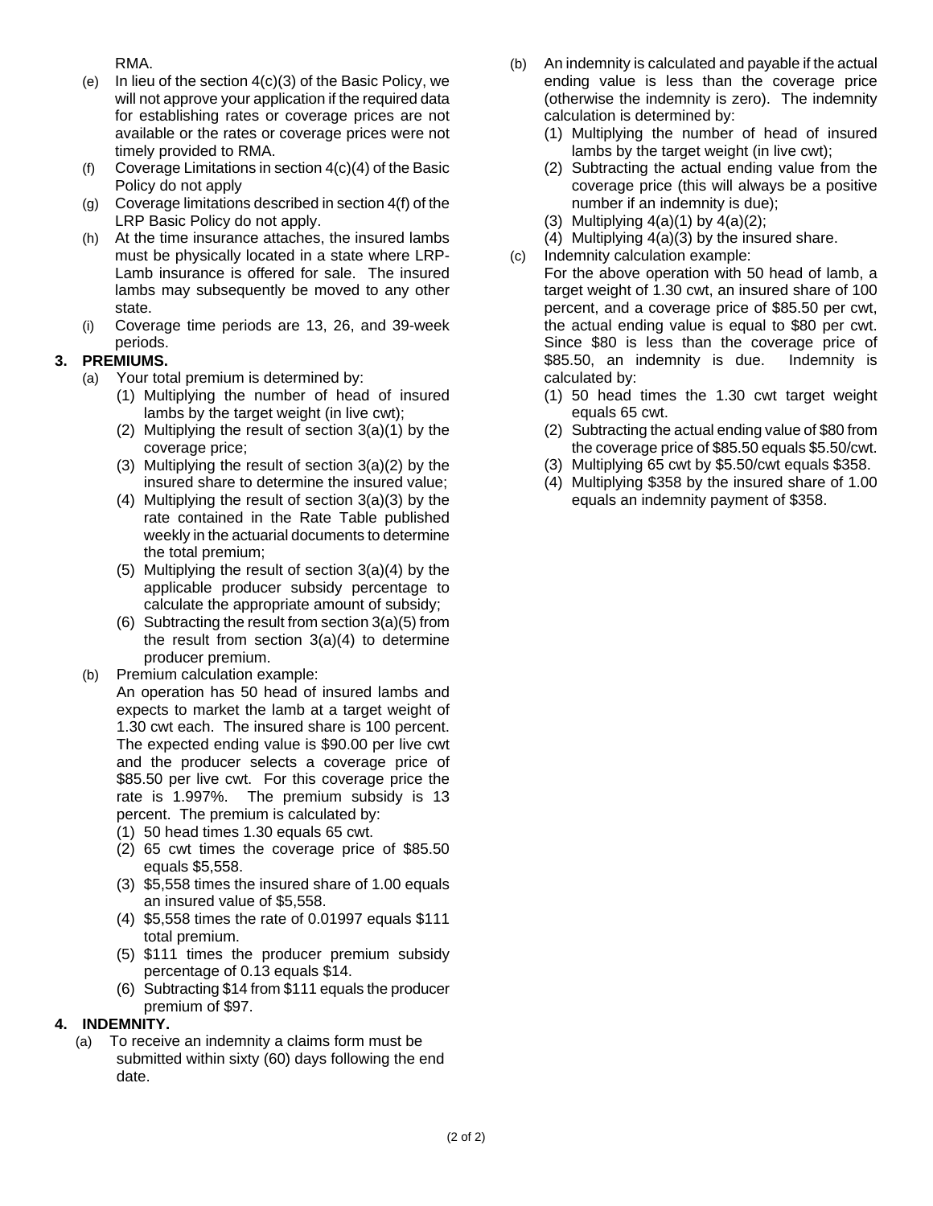RMA.

(e) In lieu of the section 4(c)(3) of the Basic Policy, we will not approve your application if the required data for establishing rates or coverage prices are not available or the rates or coverage prices were not timely provided to RMA.

(f) Coverage Limitations in section 4(c)(4) of the Basic Policy do not apply

(g) Coverage limitations described in section 4(f) of the LRP Basic Policy do not apply.

(h) At the time insurance attaches, the insured lambs must be physically located in a state where LRP-Lamb insurance is offered for sale. The insured lambs may subsequently be moved to any other state.

(i) Coverage time periods are 13, 26, and 39-week periods.

**3. PREMIUMS.**

(a) Your total premium is determined by:

(1) Multiplying the number of head of insured lambs by the target weight (in live cwt);

(2) Multiplying the result of section 3(a)(1) by the coverage price;

(3) Multiplying the result of section 3(a)(2) by the insured share to determine the insured value;

(4) Multiplying the result of section 3(a)(3) by the rate contained in the Rate Table published weekly in the actuarial documents to determine the total premium;

(5) Multiplying the result of section 3(a)(4) by the applicable producer subsidy percentage to calculate the appropriate amount of subsidy;

(6) Subtracting the result from section 3(a)(5) from the result from section 3(a)(4) to determine producer premium.

(b) Premium calculation example:

An operation has 50 head of insured lambs and expects to market the lamb at a target weight of 1.30 cwt each. The insured share is 100 percent. The expected ending value is $90.00 per live cwt and the producer selects a coverage price of $85.50 per live cwt. For this coverage price the rate is 1.997%. The premium subsidy is 13 percent. The premium is calculated by:

(1) 50 head times 1.30 equals 65 cwt.

(2) 65 cwt times the coverage price of $85.50 equals $5,558.

(3) $5,558 times the insured share of 1.00 equals an insured value of $5,558.

(4) $5,558 times the rate of 0.01997 equals $111 total premium.

(5) $111 times the producer premium subsidy percentage of 0.13 equals $14.

(6) Subtracting $14 from $111 equals the producer premium of $97.

**4. INDEMNITY.**

(a) To receive an indemnity a claims form must be submitted within sixty (60) days following the end date.

(b) An indemnity is calculated and payable if the actual ending value is less than the coverage price (otherwise the indemnity is zero). The indemnity calculation is determined by:

(1) Multiplying the number of head of insured lambs by the target weight (in live cwt);

(2) Subtracting the actual ending value from the coverage price (this will always be a positive number if an indemnity is due);

(3) Multiplying 4(a)(1) by 4(a)(2);

(4) Multiplying 4(a)(3) by the insured share.

(c) Indemnity calculation example:

For the above operation with 50 head of lamb, a target weight of 1.30 cwt, an insured share of 100 percent, and a coverage price of $85.50 per cwt, the actual ending value is equal to $80 per cwt. Since $80 is less than the coverage price of $85.50, an indemnity is due. Indemnity is calculated by:

(1) 50 head times the 1.30 cwt target weight equals 65 cwt.

(2) Subtracting the actual ending value of $80 from the coverage price of $85.50 equals $5.50/cwt.

(3) Multiplying 65 cwt by $5.50/cwt equals $358.

(4) Multiplying $358 by the insured share of 1.00 equals an indemnity payment of $358.